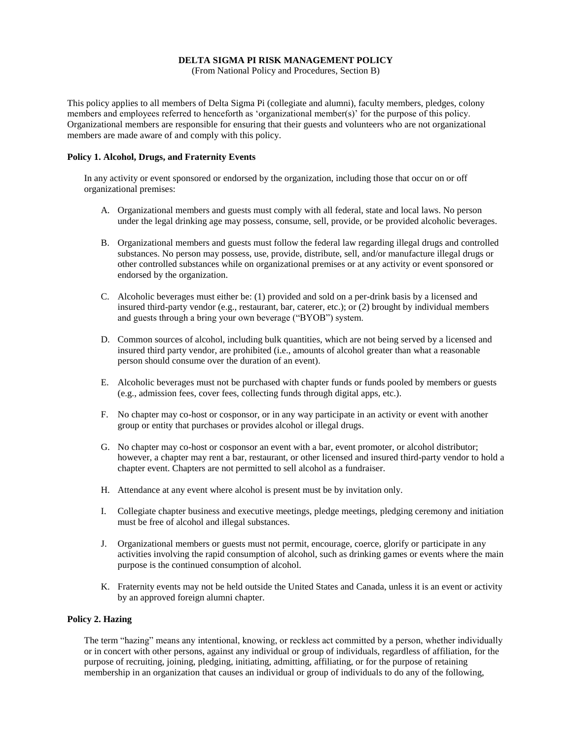# DELTA SIGMA PI RISK MANAGEMENT POLICY

(From National Policy and Procedures, Section B)

This policy applies to all members of Delta Sigma Pi (collegiate and alumni), faculty members, pledges, colony members and employees referred to henceforth as 'organizational member(s)' for the purpose of this policy. Organizational members are responsible for ensuring that their guests and volunteers who are not organizational members are made aware of and comply with this policy.

### Policy 1. Alcohol, Drugs, and Fraternity Events

In any activity or event sponsored or endorsed by the organization, including those that occur on or off organizational premises:

A. Organizational members and guests must comply with all federal, state and local laws. No person under the legal drinking age may possess, consume, sell, provide, or be provided alcoholic beverages.

B. Organizational members and guests must follow the federal law regarding illegal drugs and controlled substances. No person may possess, use, provide, distribute, sell, and/or manufacture illegal drugs or other controlled substances while on organizational premises or at any activity or event sponsored or endorsed by the organization.

C. Alcoholic beverages must either be: (1) provided and sold on a per-drink basis by a licensed and insured third-party vendor (e.g., restaurant, bar, caterer, etc.); or (2) brought by individual members and guests through a bring your own beverage ("BYOB") system.

D. Common sources of alcohol, including bulk quantities, which are not being served by a licensed and insured third party vendor, are prohibited (i.e., amounts of alcohol greater than what a reasonable person should consume over the duration of an event).

E. Alcoholic beverages must not be purchased with chapter funds or funds pooled by members or guests (e.g., admission fees, cover fees, collecting funds through digital apps, etc.).

F. No chapter may co-host or cosponsor, or in any way participate in an activity or event with another group or entity that purchases or provides alcohol or illegal drugs.

G. No chapter may co-host or cosponsor an event with a bar, event promoter, or alcohol distributor; however, a chapter may rent a bar, restaurant, or other licensed and insured third-party vendor to hold a chapter event. Chapters are not permitted to sell alcohol as a fundraiser.

H. Attendance at any event where alcohol is present must be by invitation only.

I. Collegiate chapter business and executive meetings, pledge meetings, pledging ceremony and initiation must be free of alcohol and illegal substances.

J. Organizational members or guests must not permit, encourage, coerce, glorify or participate in any activities involving the rapid consumption of alcohol, such as drinking games or events where the main purpose is the continued consumption of alcohol.

K. Fraternity events may not be held outside the United States and Canada, unless it is an event or activity by an approved foreign alumni chapter.

### Policy 2. Hazing

The term "hazing" means any intentional, knowing, or reckless act committed by a person, whether individually or in concert with other persons, against any individual or group of individuals, regardless of affiliation, for the purpose of recruiting, joining, pledging, initiating, admitting, affiliating, or for the purpose of retaining membership in an organization that causes an individual or group of individuals to do any of the following,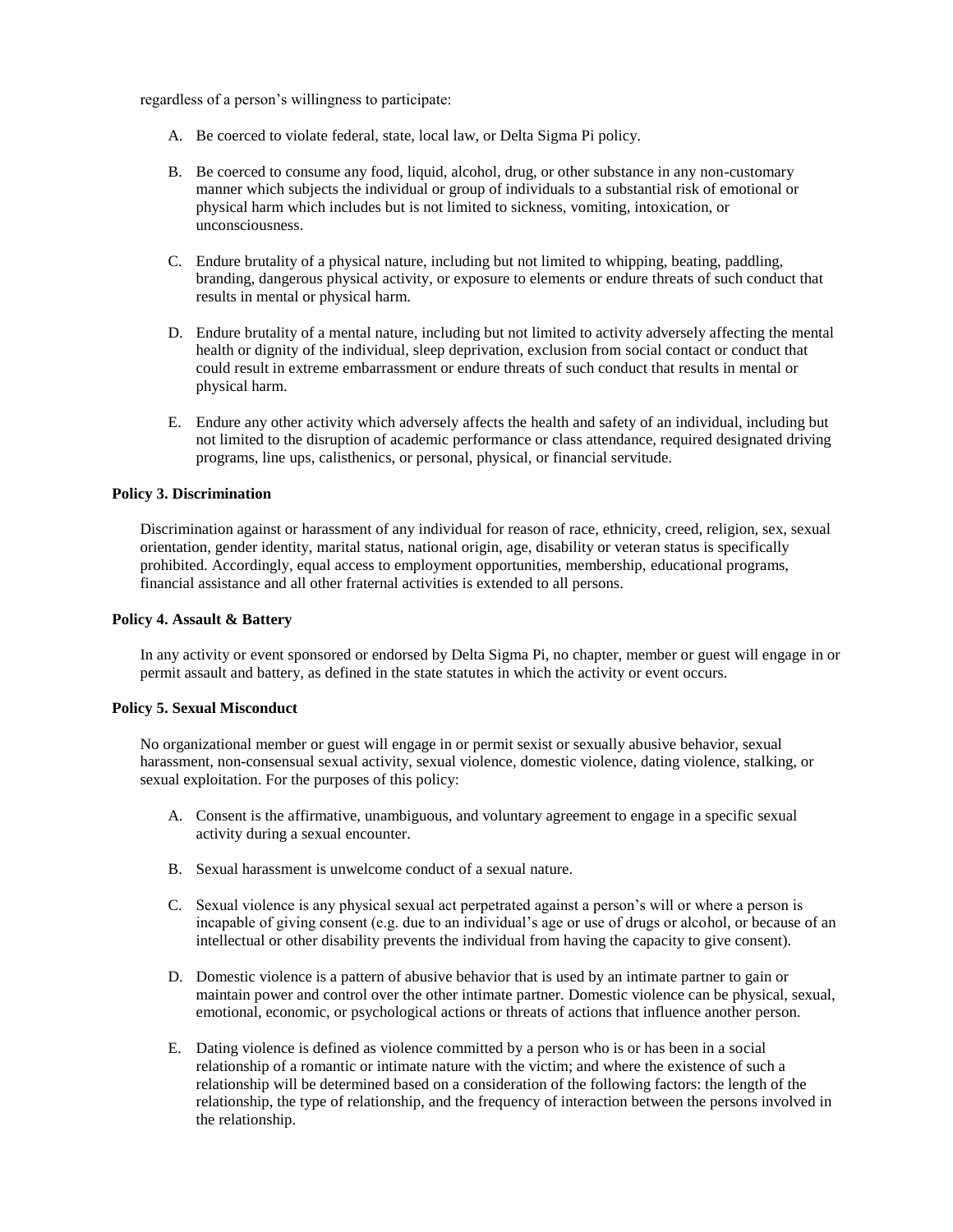regardless of a person's willingness to participate:

A. Be coerced to violate federal, state, local law, or Delta Sigma Pi policy.

B. Be coerced to consume any food, liquid, alcohol, drug, or other substance in any non-customary manner which subjects the individual or group of individuals to a substantial risk of emotional or physical harm which includes but is not limited to sickness, vomiting, intoxication, or unconsciousness.

C. Endure brutality of a physical nature, including but not limited to whipping, beating, paddling, branding, dangerous physical activity, or exposure to elements or endure threats of such conduct that results in mental or physical harm.

D. Endure brutality of a mental nature, including but not limited to activity adversely affecting the mental health or dignity of the individual, sleep deprivation, exclusion from social contact or conduct that could result in extreme embarrassment or endure threats of such conduct that results in mental or physical harm.

E. Endure any other activity which adversely affects the health and safety of an individual, including but not limited to the disruption of academic performance or class attendance, required designated driving programs, line ups, calisthenics, or personal, physical, or financial servitude.

**Policy 3. Discrimination**

Discrimination against or harassment of any individual for reason of race, ethnicity, creed, religion, sex, sexual orientation, gender identity, marital status, national origin, age, disability or veteran status is specifically prohibited. Accordingly, equal access to employment opportunities, membership, educational programs, financial assistance and all other fraternal activities is extended to all persons.

**Policy 4. Assault & Battery**

In any activity or event sponsored or endorsed by Delta Sigma Pi, no chapter, member or guest will engage in or permit assault and battery, as defined in the state statutes in which the activity or event occurs.

**Policy 5. Sexual Misconduct**

No organizational member or guest will engage in or permit sexist or sexually abusive behavior, sexual harassment, non-consensual sexual activity, sexual violence, domestic violence, dating violence, stalking, or sexual exploitation. For the purposes of this policy:

A. Consent is the affirmative, unambiguous, and voluntary agreement to engage in a specific sexual activity during a sexual encounter.

B. Sexual harassment is unwelcome conduct of a sexual nature.

C. Sexual violence is any physical sexual act perpetrated against a person's will or where a person is incapable of giving consent (e.g. due to an individual's age or use of drugs or alcohol, or because of an intellectual or other disability prevents the individual from having the capacity to give consent).

D. Domestic violence is a pattern of abusive behavior that is used by an intimate partner to gain or maintain power and control over the other intimate partner. Domestic violence can be physical, sexual, emotional, economic, or psychological actions or threats of actions that influence another person.

E. Dating violence is defined as violence committed by a person who is or has been in a social relationship of a romantic or intimate nature with the victim; and where the existence of such a relationship will be determined based on a consideration of the following factors: the length of the relationship, the type of relationship, and the frequency of interaction between the persons involved in the relationship.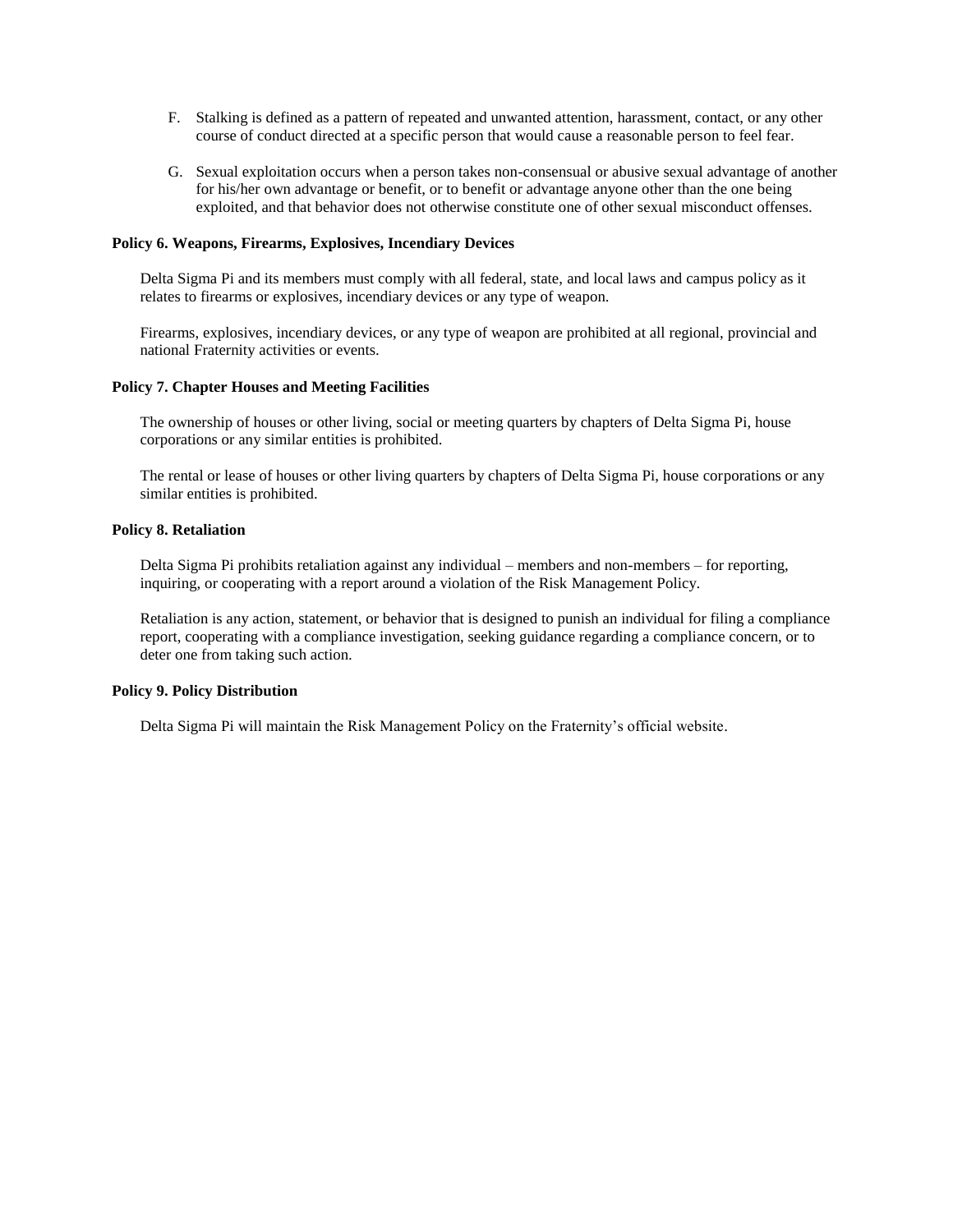F. Stalking is defined as a pattern of repeated and unwanted attention, harassment, contact, or any other course of conduct directed at a specific person that would cause a reasonable person to feel fear.

G. Sexual exploitation occurs when a person takes non-consensual or abusive sexual advantage of another for his/her own advantage or benefit, or to benefit or advantage anyone other than the one being exploited, and that behavior does not otherwise constitute one of other sexual misconduct offenses.

**Policy 6. Weapons, Firearms, Explosives, Incendiary Devices**

Delta Sigma Pi and its members must comply with all federal, state, and local laws and campus policy as it relates to firearms or explosives, incendiary devices or any type of weapon.

Firearms, explosives, incendiary devices, or any type of weapon are prohibited at all regional, provincial and national Fraternity activities or events.

**Policy 7. Chapter Houses and Meeting Facilities**

The ownership of houses or other living, social or meeting quarters by chapters of Delta Sigma Pi, house corporations or any similar entities is prohibited.

The rental or lease of houses or other living quarters by chapters of Delta Sigma Pi, house corporations or any similar entities is prohibited.

**Policy 8. Retaliation**

Delta Sigma Pi prohibits retaliation against any individual – members and non-members – for reporting, inquiring, or cooperating with a report around a violation of the Risk Management Policy.

Retaliation is any action, statement, or behavior that is designed to punish an individual for filing a compliance report, cooperating with a compliance investigation, seeking guidance regarding a compliance concern, or to deter one from taking such action.

**Policy 9. Policy Distribution**

Delta Sigma Pi will maintain the Risk Management Policy on the Fraternity's official website.